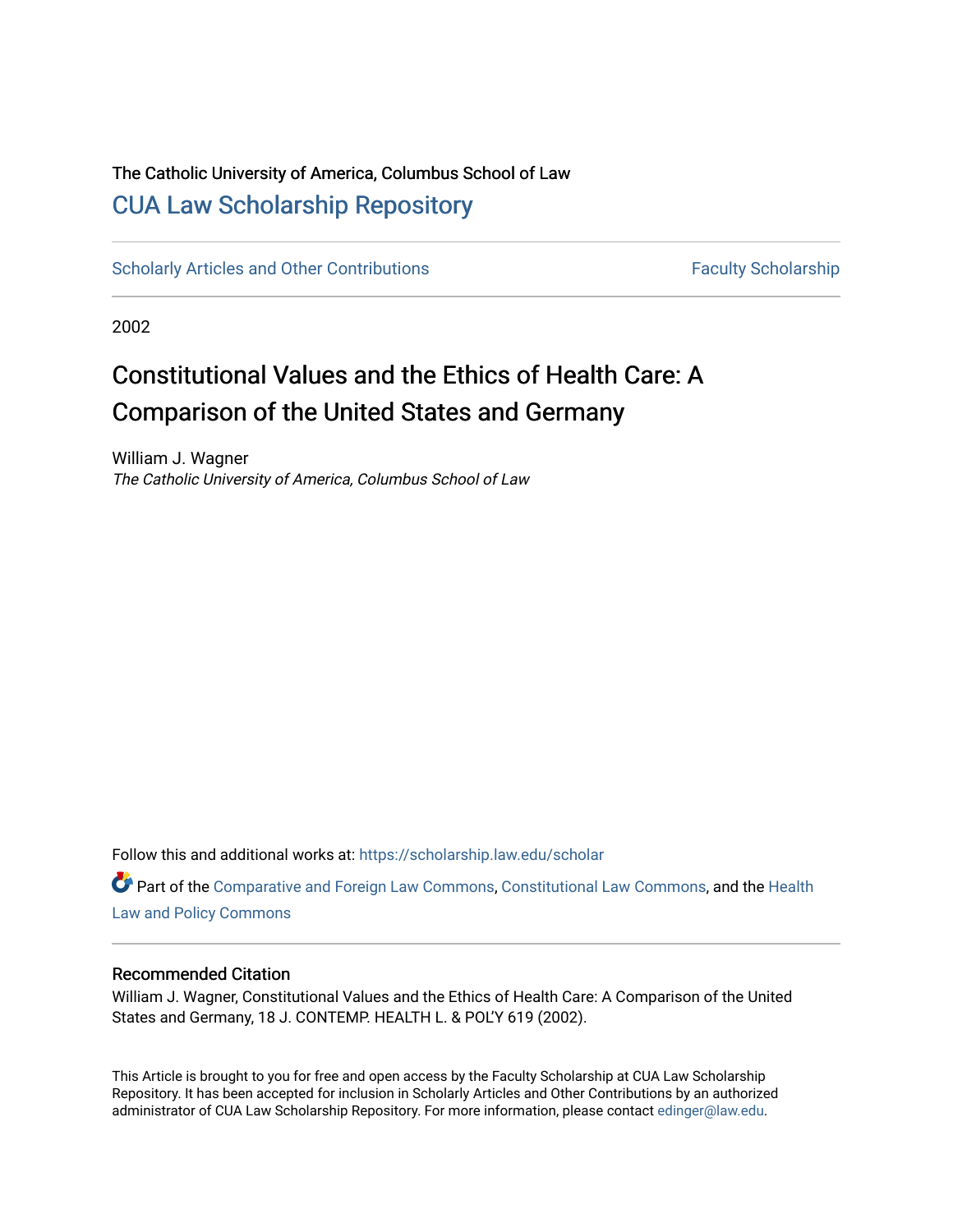The Catholic University of America, Columbus School of Law

## CUA Law Scholarship Repository

Scholarly Articles and Other Contributions | Faculty Scholarship

2002

# Constitutional Values and the Ethics of Health Care: A Comparison of the United States and Germany

William J. Wagner
*The Catholic University of America, Columbus School of Law*

Follow this and additional works at: https://scholarship.law.edu/scholar

Part of the Comparative and Foreign Law Commons, Constitutional Law Commons, and the Health Law and Policy Commons

### Recommended Citation

William J. Wagner, Constitutional Values and the Ethics of Health Care: A Comparison of the United States and Germany, 18 J. CONTEMP. HEALTH L. & POL'Y 619 (2002).

This Article is brought to you for free and open access by the Faculty Scholarship at CUA Law Scholarship Repository. It has been accepted for inclusion in Scholarly Articles and Other Contributions by an authorized administrator of CUA Law Scholarship Repository. For more information, please contact edinger@law.edu.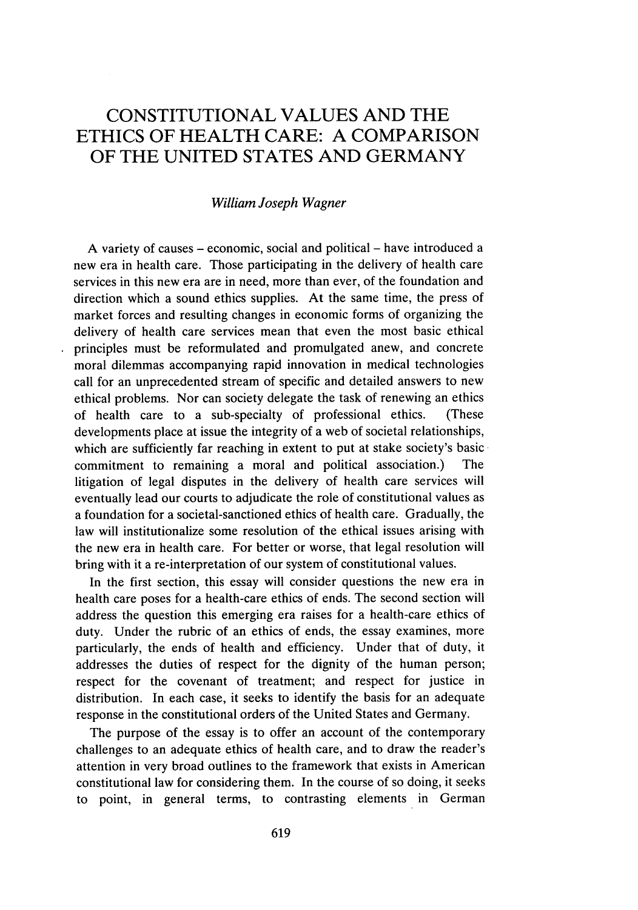# CONSTITUTIONAL VALUES AND THE ETHICS OF HEALTH CARE: A COMPARISON OF THE UNITED STATES AND GERMANY

*William Joseph Wagner*

A variety of causes – economic, social and political – have introduced a new era in health care. Those participating in the delivery of health care services in this new era are in need, more than ever, of the foundation and direction which a sound ethics supplies. At the same time, the press of market forces and resulting changes in economic forms of organizing the delivery of health care services mean that even the most basic ethical principles must be reformulated and promulgated anew, and concrete moral dilemmas accompanying rapid innovation in medical technologies call for an unprecedented stream of specific and detailed answers to new ethical problems. Nor can society delegate the task of renewing an ethics of health care to a sub-specialty of professional ethics. (These developments place at issue the integrity of a web of societal relationships, which are sufficiently far reaching in extent to put at stake society's basic commitment to remaining a moral and political association.) The litigation of legal disputes in the delivery of health care services will eventually lead our courts to adjudicate the role of constitutional values as a foundation for a societal-sanctioned ethics of health care. Gradually, the law will institutionalize some resolution of the ethical issues arising with the new era in health care. For better or worse, that legal resolution will bring with it a re-interpretation of our system of constitutional values.

In the first section, this essay will consider questions the new era in health care poses for a health-care ethics of ends. The second section will address the question this emerging era raises for a health-care ethics of duty. Under the rubric of an ethics of ends, the essay examines, more particularly, the ends of health and efficiency. Under that of duty, it addresses the duties of respect for the dignity of the human person; respect for the covenant of treatment; and respect for justice in distribution. In each case, it seeks to identify the basis for an adequate response in the constitutional orders of the United States and Germany.

The purpose of the essay is to offer an account of the contemporary challenges to an adequate ethics of health care, and to draw the reader's attention in very broad outlines to the framework that exists in American constitutional law for considering them. In the course of so doing, it seeks to point, in general terms, to contrasting elements in German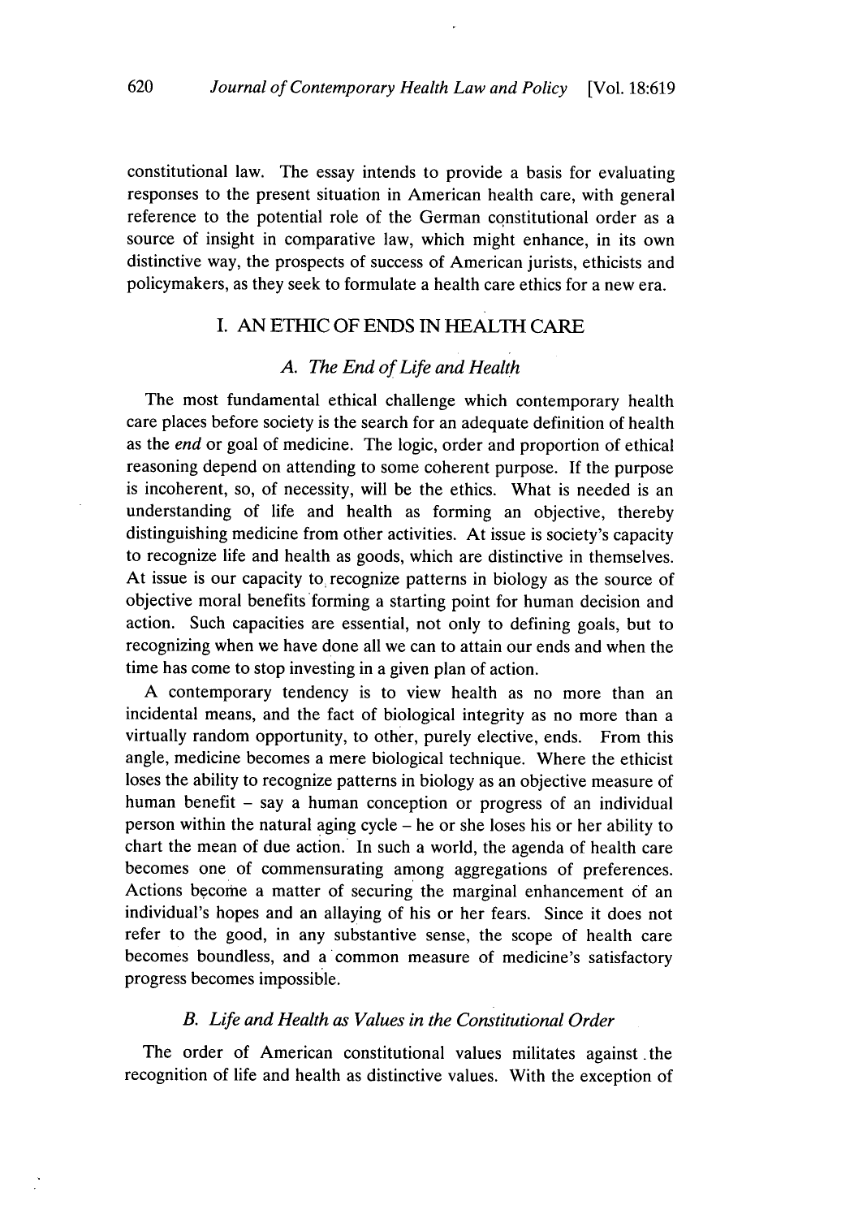constitutional law. The essay intends to provide a basis for evaluating responses to the present situation in American health care, with general reference to the potential role of the German constitutional order as a source of insight in comparative law, which might enhance, in its own distinctive way, the prospects of success of American jurists, ethicists and policymakers, as they seek to formulate a health care ethics for a new era.

## I. AN ETHIC OF ENDS IN HEALTH CARE

### *A. The End of Life and Health*

The most fundamental ethical challenge which contemporary health care places before society is the search for an adequate definition of health as the *end* or goal of medicine. The logic, order and proportion of ethical reasoning depend on attending to some coherent purpose. If the purpose is incoherent, so, of necessity, will be the ethics. What is needed is an understanding of life and health as forming an objective, thereby distinguishing medicine from other activities. At issue is society's capacity to recognize life and health as goods, which are distinctive in themselves. At issue is our capacity to recognize patterns in biology as the source of objective moral benefits forming a starting point for human decision and action. Such capacities are essential, not only to defining goals, but to recognizing when we have done all we can to attain our ends and when the time has come to stop investing in a given plan of action.

A contemporary tendency is to view health as no more than an incidental means, and the fact of biological integrity as no more than a virtually random opportunity, to other, purely elective, ends. From this angle, medicine becomes a mere biological technique. Where the ethicist loses the ability to recognize patterns in biology as an objective measure of human benefit – say a human conception or progress of an individual person within the natural aging cycle – he or she loses his or her ability to chart the mean of due action. In such a world, the agenda of health care becomes one of commensurating among aggregations of preferences. Actions become a matter of securing the marginal enhancement of an individual's hopes and an allaying of his or her fears. Since it does not refer to the good, in any substantive sense, the scope of health care becomes boundless, and a common measure of medicine's satisfactory progress becomes impossible.

### *B. Life and Health as Values in the Constitutional Order*

The order of American constitutional values militates against the recognition of life and health as distinctive values. With the exception of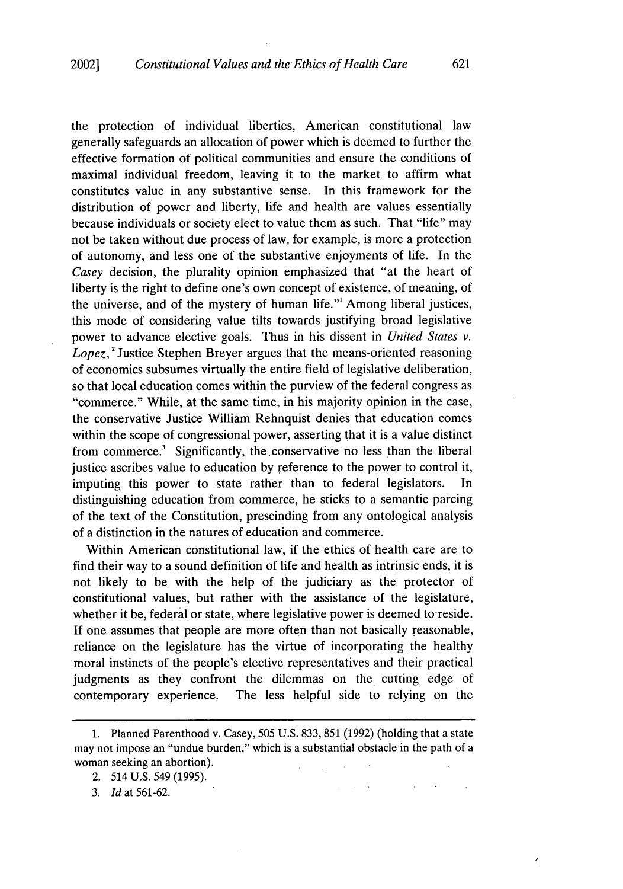the protection of individual liberties, American constitutional law generally safeguards an allocation of power which is deemed to further the effective formation of political communities and ensure the conditions of maximal individual freedom, leaving it to the market to affirm what constitutes value in any substantive sense. In this framework for the distribution of power and liberty, life and health are values essentially because individuals or society elect to value them as such. That "life" may not be taken without due process of law, for example, is more a protection of autonomy, and less one of the substantive enjoyments of life. In the *Casey* decision, the plurality opinion emphasized that "at the heart of liberty is the right to define one's own concept of existence, of meaning, of the universe, and of the mystery of human life."[1] Among liberal justices, this mode of considering value tilts towards justifying broad legislative power to advance elective goals. Thus in his dissent in *United States v. Lopez*,[2] Justice Stephen Breyer argues that the means-oriented reasoning of economics subsumes virtually the entire field of legislative deliberation, so that local education comes within the purview of the federal congress as "commerce." While, at the same time, in his majority opinion in the case, the conservative Justice William Rehnquist denies that education comes within the scope of congressional power, asserting that it is a value distinct from commerce.[3] Significantly, the conservative no less than the liberal justice ascribes value to education by reference to the power to control it, imputing this power to state rather than to federal legislators. In distinguishing education from commerce, he sticks to a semantic parcing of the text of the Constitution, prescinding from any ontological analysis of a distinction in the natures of education and commerce.

Within American constitutional law, if the ethics of health care are to find their way to a sound definition of life and health as intrinsic ends, it is not likely to be with the help of the judiciary as the protector of constitutional values, but rather with the assistance of the legislature, whether it be, federal or state, where legislative power is deemed to reside. If one assumes that people are more often than not basically reasonable, reliance on the legislature has the virtue of incorporating the healthy moral instincts of the people's elective representatives and their practical judgments as they confront the dilemmas on the cutting edge of contemporary experience. The less helpful side to relying on the

---

1. Planned Parenthood v. Casey, 505 U.S. 833, 851 (1992) (holding that a state may not impose an "undue burden," which is a substantial obstacle in the path of a woman seeking an abortion).

2. 514 U.S. 549 (1995).

3. *Id* at 561-62.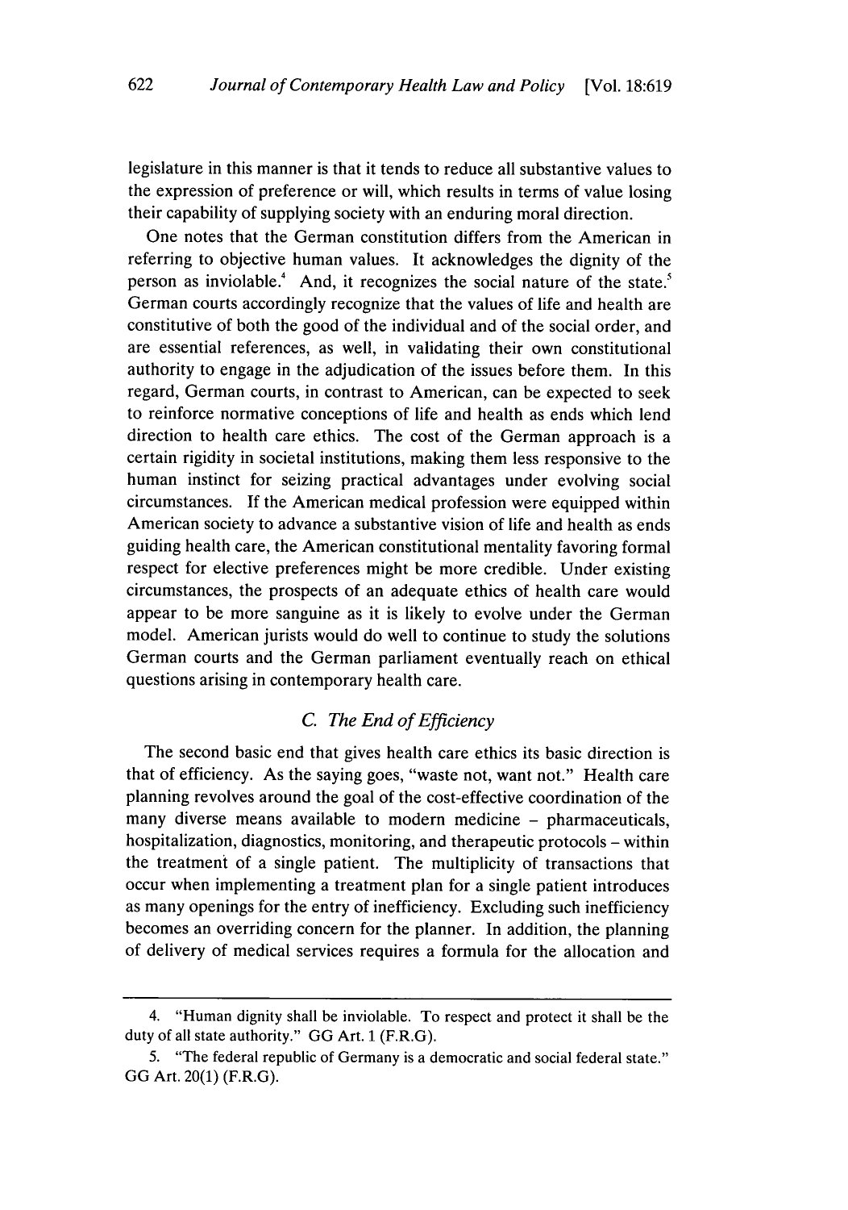legislature in this manner is that it tends to reduce all substantive values to the expression of preference or will, which results in terms of value losing their capability of supplying society with an enduring moral direction.

One notes that the German constitution differs from the American in referring to objective human values. It acknowledges the dignity of the person as inviolable.[4] And, it recognizes the social nature of the state.[5] German courts accordingly recognize that the values of life and health are constitutive of both the good of the individual and of the social order, and are essential references, as well, in validating their own constitutional authority to engage in the adjudication of the issues before them. In this regard, German courts, in contrast to American, can be expected to seek to reinforce normative conceptions of life and health as ends which lend direction to health care ethics. The cost of the German approach is a certain rigidity in societal institutions, making them less responsive to the human instinct for seizing practical advantages under evolving social circumstances. If the American medical profession were equipped within American society to advance a substantive vision of life and health as ends guiding health care, the American constitutional mentality favoring formal respect for elective preferences might be more credible. Under existing circumstances, the prospects of an adequate ethics of health care would appear to be more sanguine as it is likely to evolve under the German model. American jurists would do well to continue to study the solutions German courts and the German parliament eventually reach on ethical questions arising in contemporary health care.

### *C. The End of Efficiency*

The second basic end that gives health care ethics its basic direction is that of efficiency. As the saying goes, "waste not, want not." Health care planning revolves around the goal of the cost-effective coordination of the many diverse means available to modern medicine – pharmaceuticals, hospitalization, diagnostics, monitoring, and therapeutic protocols – within the treatment of a single patient. The multiplicity of transactions that occur when implementing a treatment plan for a single patient introduces as many openings for the entry of inefficiency. Excluding such inefficiency becomes an overriding concern for the planner. In addition, the planning of delivery of medical services requires a formula for the allocation and

---

4. "Human dignity shall be inviolable. To respect and protect it shall be the duty of all state authority." GG Art. 1 (F.R.G).

5. "The federal republic of Germany is a democratic and social federal state." GG Art. 20(1) (F.R.G).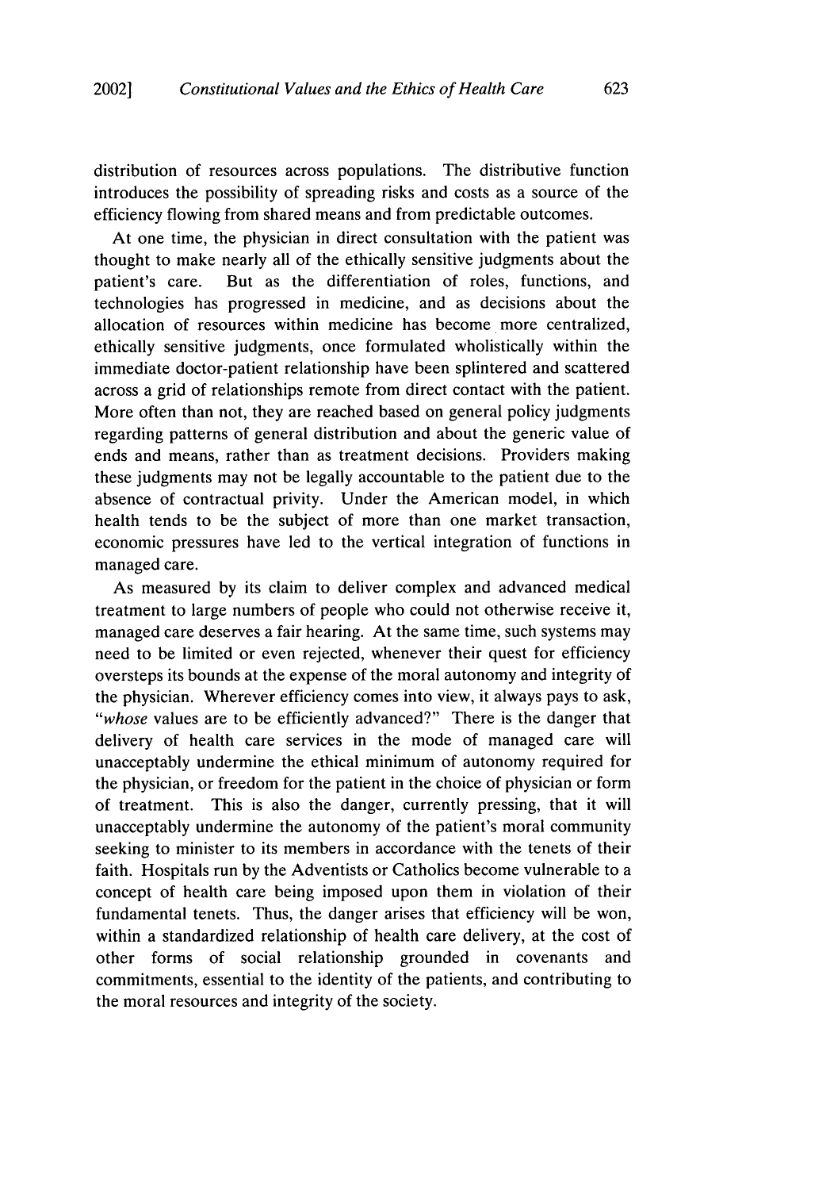distribution of resources across populations. The distributive function introduces the possibility of spreading risks and costs as a source of the efficiency flowing from shared means and from predictable outcomes.

At one time, the physician in direct consultation with the patient was thought to make nearly all of the ethically sensitive judgments about the patient's care. But as the differentiation of roles, functions, and technologies has progressed in medicine, and as decisions about the allocation of resources within medicine has become more centralized, ethically sensitive judgments, once formulated wholistically within the immediate doctor-patient relationship have been splintered and scattered across a grid of relationships remote from direct contact with the patient. More often than not, they are reached based on general policy judgments regarding patterns of general distribution and about the generic value of ends and means, rather than as treatment decisions. Providers making these judgments may not be legally accountable to the patient due to the absence of contractual privity. Under the American model, in which health tends to be the subject of more than one market transaction, economic pressures have led to the vertical integration of functions in managed care.

As measured by its claim to deliver complex and advanced medical treatment to large numbers of people who could not otherwise receive it, managed care deserves a fair hearing. At the same time, such systems may need to be limited or even rejected, whenever their quest for efficiency oversteps its bounds at the expense of the moral autonomy and integrity of the physician. Wherever efficiency comes into view, it always pays to ask, "*whose* values are to be efficiently advanced?" There is the danger that delivery of health care services in the mode of managed care will unacceptably undermine the ethical minimum of autonomy required for the physician, or freedom for the patient in the choice of physician or form of treatment. This is also the danger, currently pressing, that it will unacceptably undermine the autonomy of the patient's moral community seeking to minister to its members in accordance with the tenets of their faith. Hospitals run by the Adventists or Catholics become vulnerable to a concept of health care being imposed upon them in violation of their fundamental tenets. Thus, the danger arises that efficiency will be won, within a standardized relationship of health care delivery, at the cost of other forms of social relationship grounded in covenants and commitments, essential to the identity of the patients, and contributing to the moral resources and integrity of the society.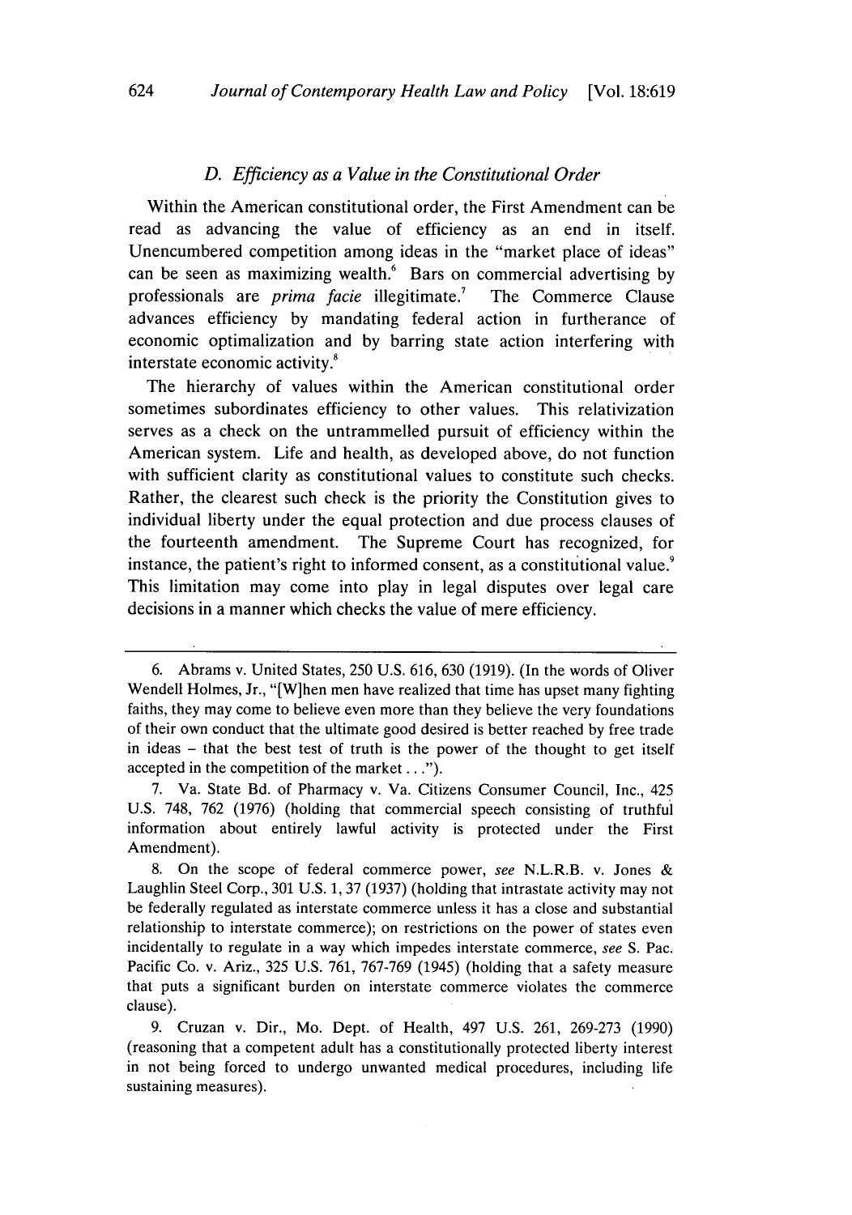### D. *Efficiency as a Value in the Constitutional Order*

Within the American constitutional order, the First Amendment can be read as advancing the value of efficiency as an end in itself. Unencumbered competition among ideas in the "market place of ideas" can be seen as maximizing wealth.[6] Bars on commercial advertising by professionals are *prima facie* illegitimate.[7] The Commerce Clause advances efficiency by mandating federal action in furtherance of economic optimalization and by barring state action interfering with interstate economic activity.[8]

The hierarchy of values within the American constitutional order sometimes subordinates efficiency to other values. This relativization serves as a check on the untrammelled pursuit of efficiency within the American system. Life and health, as developed above, do not function with sufficient clarity as constitutional values to constitute such checks. Rather, the clearest such check is the priority the Constitution gives to individual liberty under the equal protection and due process clauses of the fourteenth amendment. The Supreme Court has recognized, for instance, the patient's right to informed consent, as a constitutional value.[9] This limitation may come into play in legal disputes over legal care decisions in a manner which checks the value of mere efficiency.

---

6. Abrams v. United States, 250 U.S. 616, 630 (1919). (In the words of Oliver Wendell Holmes, Jr., "[W]hen men have realized that time has upset many fighting faiths, they may come to believe even more than they believe the very foundations of their own conduct that the ultimate good desired is better reached by free trade in ideas – that the best test of truth is the power of the thought to get itself accepted in the competition of the market . . .").

7. Va. State Bd. of Pharmacy v. Va. Citizens Consumer Council, Inc., 425 U.S. 748, 762 (1976) (holding that commercial speech consisting of truthful information about entirely lawful activity is protected under the First Amendment).

8. On the scope of federal commerce power, *see* N.L.R.B. v. Jones & Laughlin Steel Corp., 301 U.S. 1, 37 (1937) (holding that intrastate activity may not be federally regulated as interstate commerce unless it has a close and substantial relationship to interstate commerce); on restrictions on the power of states even incidentally to regulate in a way which impedes interstate commerce, *see* S. Pac. Pacific Co. v. Ariz., 325 U.S. 761, 767-769 (1945) (holding that a safety measure that puts a significant burden on interstate commerce violates the commerce clause).

9. Cruzan v. Dir., Mo. Dept. of Health, 497 U.S. 261, 269-273 (1990) (reasoning that a competent adult has a constitutionally protected liberty interest in not being forced to undergo unwanted medical procedures, including life sustaining measures).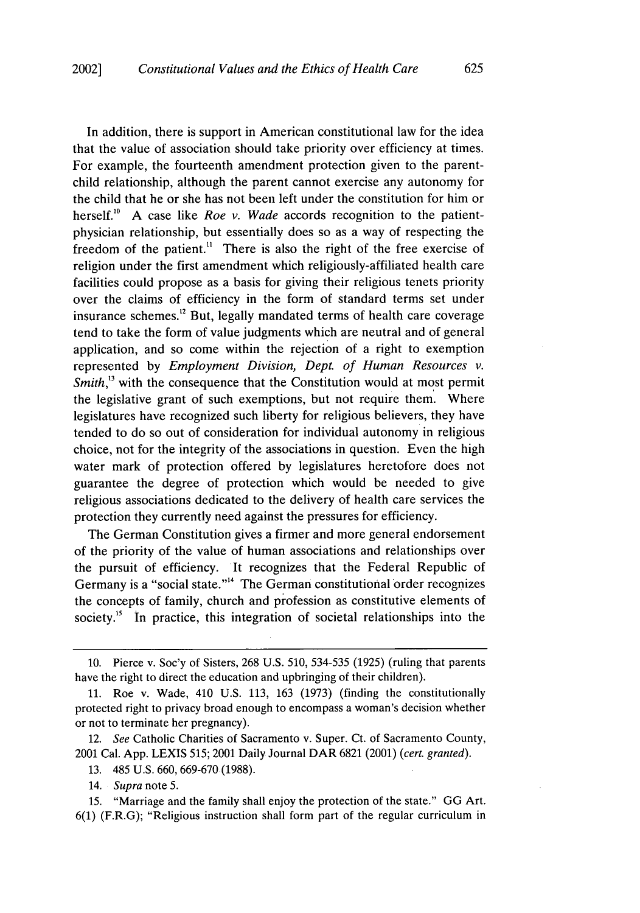In addition, there is support in American constitutional law for the idea that the value of association should take priority over efficiency at times. For example, the fourteenth amendment protection given to the parent-child relationship, although the parent cannot exercise any autonomy for the child that he or she has not been left under the constitution for him or herself.[10] A case like *Roe v. Wade* accords recognition to the patient-physician relationship, but essentially does so as a way of respecting the freedom of the patient.[11] There is also the right of the free exercise of religion under the first amendment which religiously-affiliated health care facilities could propose as a basis for giving their religious tenets priority over the claims of efficiency in the form of standard terms set under insurance schemes.[12] But, legally mandated terms of health care coverage tend to take the form of value judgments which are neutral and of general application, and so come within the rejection of a right to exemption represented by *Employment Division, Dept. of Human Resources v. Smith*,[13] with the consequence that the Constitution would at most permit the legislative grant of such exemptions, but not require them. Where legislatures have recognized such liberty for religious believers, they have tended to do so out of consideration for individual autonomy in religious choice, not for the integrity of the associations in question. Even the high water mark of protection offered by legislatures heretofore does not guarantee the degree of protection which would be needed to give religious associations dedicated to the delivery of health care services the protection they currently need against the pressures for efficiency.

The German Constitution gives a firmer and more general endorsement of the priority of the value of human associations and relationships over the pursuit of efficiency. It recognizes that the Federal Republic of Germany is a "social state."[14] The German constitutional order recognizes the concepts of family, church and profession as constitutive elements of society.[15] In practice, this integration of societal relationships into the

---

10. Pierce v. Soc'y of Sisters, 268 U.S. 510, 534-535 (1925) (ruling that parents have the right to direct the education and upbringing of their children).

11. Roe v. Wade, 410 U.S. 113, 163 (1973) (finding the constitutionally protected right to privacy broad enough to encompass a woman's decision whether or not to terminate her pregnancy).

12. *See* Catholic Charities of Sacramento v. Super. Ct. of Sacramento County, 2001 Cal. App. LEXIS 515; 2001 Daily Journal DAR 6821 (2001) (*cert. granted*).

13. 485 U.S. 660, 669-670 (1988).

14. *Supra* note 5.

15. "Marriage and the family shall enjoy the protection of the state." GG Art. 6(1) (F.R.G); "Religious instruction shall form part of the regular curriculum in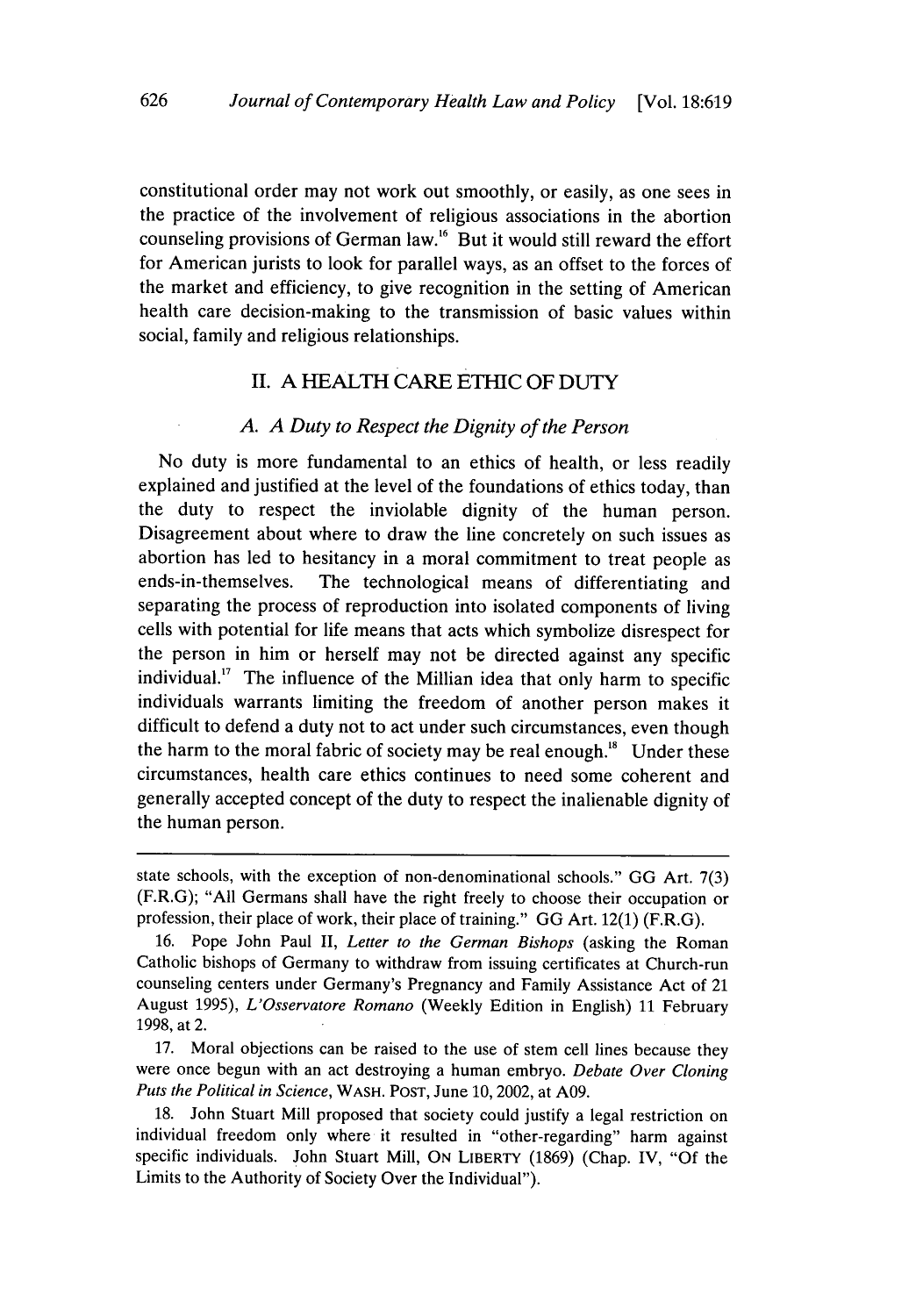constitutional order may not work out smoothly, or easily, as one sees in the practice of the involvement of religious associations in the abortion counseling provisions of German law.[16] But it would still reward the effort for American jurists to look for parallel ways, as an offset to the forces of the market and efficiency, to give recognition in the setting of American health care decision-making to the transmission of basic values within social, family and religious relationships.

## II. A HEALTH CARE ETHIC OF DUTY

### *A. A Duty to Respect the Dignity of the Person*

No duty is more fundamental to an ethics of health, or less readily explained and justified at the level of the foundations of ethics today, than the duty to respect the inviolable dignity of the human person. Disagreement about where to draw the line concretely on such issues as abortion has led to hesitancy in a moral commitment to treat people as ends-in-themselves. The technological means of differentiating and separating the process of reproduction into isolated components of living cells with potential for life means that acts which symbolize disrespect for the person in him or herself may not be directed against any specific individual.[17] The influence of the Millian idea that only harm to specific individuals warrants limiting the freedom of another person makes it difficult to defend a duty not to act under such circumstances, even though the harm to the moral fabric of society may be real enough.[18] Under these circumstances, health care ethics continues to need some coherent and generally accepted concept of the duty to respect the inalienable dignity of the human person.

---

state schools, with the exception of non-denominational schools." GG Art. 7(3) (F.R.G); "All Germans shall have the right freely to choose their occupation or profession, their place of work, their place of training." GG Art. 12(1) (F.R.G).

16. Pope John Paul II, *Letter to the German Bishops* (asking the Roman Catholic bishops of Germany to withdraw from issuing certificates at Church-run counseling centers under Germany's Pregnancy and Family Assistance Act of 21 August 1995), *L'Osservatore Romano* (Weekly Edition in English) 11 February 1998, at 2.

17. Moral objections can be raised to the use of stem cell lines because they were once begun with an act destroying a human embryo. *Debate Over Cloning Puts the Political in Science*, WASH. POST, June 10, 2002, at A09.

18. John Stuart Mill proposed that society could justify a legal restriction on individual freedom only where it resulted in "other-regarding" harm against specific individuals. John Stuart Mill, ON LIBERTY (1869) (Chap. IV, "Of the Limits to the Authority of Society Over the Individual").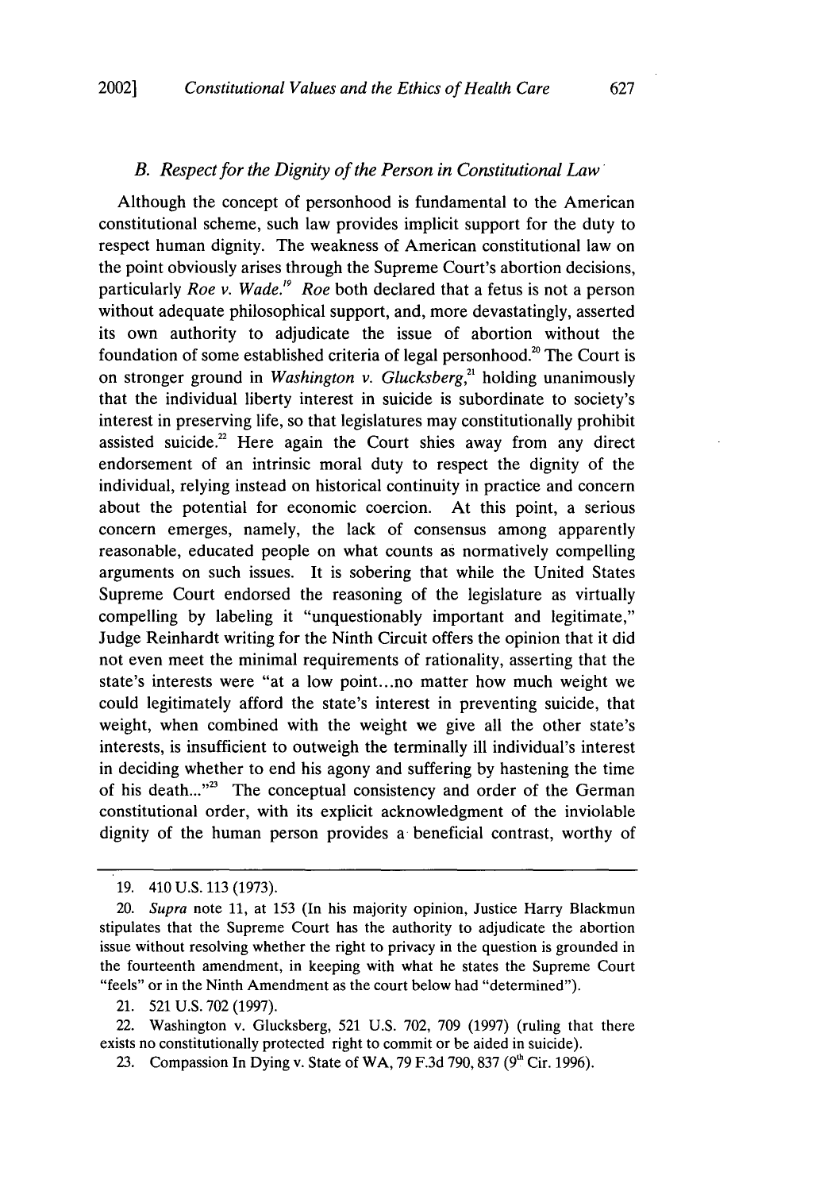### *B. Respect for the Dignity of the Person in Constitutional Law*

Although the concept of personhood is fundamental to the American constitutional scheme, such law provides implicit support for the duty to respect human dignity. The weakness of American constitutional law on the point obviously arises through the Supreme Court's abortion decisions, particularly *Roe v. Wade.*[19] *Roe* both declared that a fetus is not a person without adequate philosophical support, and, more devastatingly, asserted its own authority to adjudicate the issue of abortion without the foundation of some established criteria of legal personhood.[20] The Court is on stronger ground in *Washington v. Glucksberg*,[21] holding unanimously that the individual liberty interest in suicide is subordinate to society's interest in preserving life, so that legislatures may constitutionally prohibit assisted suicide.[22] Here again the Court shies away from any direct endorsement of an intrinsic moral duty to respect the dignity of the individual, relying instead on historical continuity in practice and concern about the potential for economic coercion. At this point, a serious concern emerges, namely, the lack of consensus among apparently reasonable, educated people on what counts as normatively compelling arguments on such issues. It is sobering that while the United States Supreme Court endorsed the reasoning of the legislature as virtually compelling by labeling it "unquestionably important and legitimate," Judge Reinhardt writing for the Ninth Circuit offers the opinion that it did not even meet the minimal requirements of rationality, asserting that the state's interests were "at a low point...no matter how much weight we could legitimately afford the state's interest in preventing suicide, that weight, when combined with the weight we give all the other state's interests, is insufficient to outweigh the terminally ill individual's interest in deciding whether to end his agony and suffering by hastening the time of his death..."[23] The conceptual consistency and order of the German constitutional order, with its explicit acknowledgment of the inviolable dignity of the human person provides a beneficial contrast, worthy of

---

19. 410 U.S. 113 (1973).

20. *Supra* note 11, at 153 (In his majority opinion, Justice Harry Blackmun stipulates that the Supreme Court has the authority to adjudicate the abortion issue without resolving whether the right to privacy in the question is grounded in the fourteenth amendment, in keeping with what he states the Supreme Court "feels" or in the Ninth Amendment as the court below had "determined").

21. 521 U.S. 702 (1997).

22. Washington v. Glucksberg, 521 U.S. 702, 709 (1997) (ruling that there exists no constitutionally protected right to commit or be aided in suicide).

23. Compassion In Dying v. State of WA, 79 F.3d 790, 837 (9th Cir. 1996).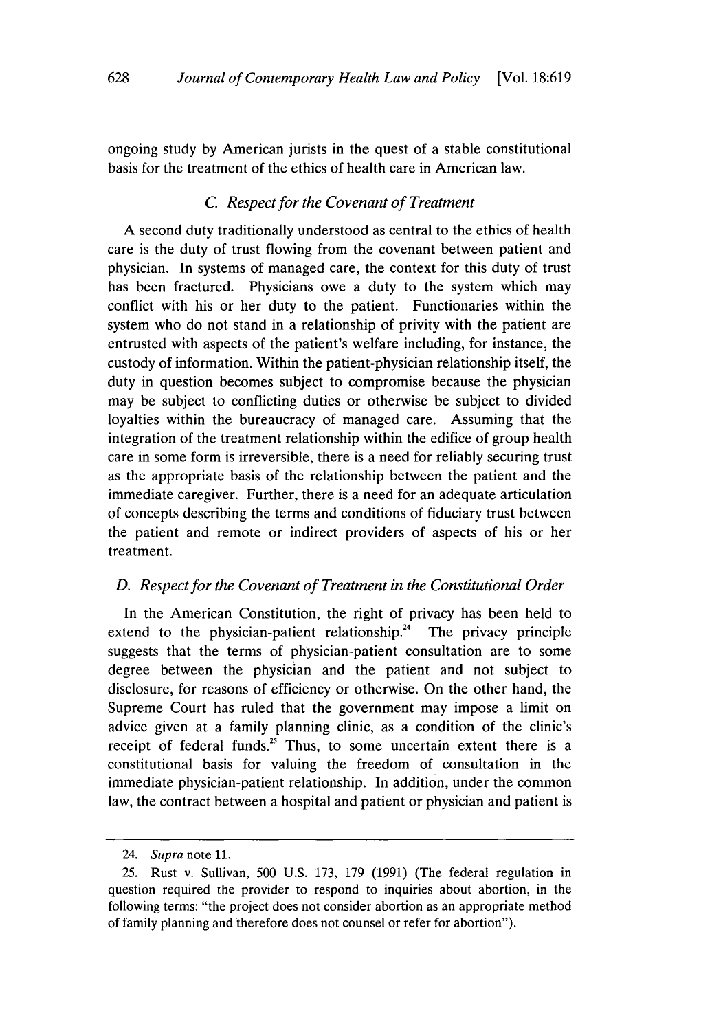ongoing study by American jurists in the quest of a stable constitutional basis for the treatment of the ethics of health care in American law.

### *C. Respect for the Covenant of Treatment*

A second duty traditionally understood as central to the ethics of health care is the duty of trust flowing from the covenant between patient and physician. In systems of managed care, the context for this duty of trust has been fractured. Physicians owe a duty to the system which may conflict with his or her duty to the patient. Functionaries within the system who do not stand in a relationship of privity with the patient are entrusted with aspects of the patient's welfare including, for instance, the custody of information. Within the patient-physician relationship itself, the duty in question becomes subject to compromise because the physician may be subject to conflicting duties or otherwise be subject to divided loyalties within the bureaucracy of managed care. Assuming that the integration of the treatment relationship within the edifice of group health care in some form is irreversible, there is a need for reliably securing trust as the appropriate basis of the relationship between the patient and the immediate caregiver. Further, there is a need for an adequate articulation of concepts describing the terms and conditions of fiduciary trust between the patient and remote or indirect providers of aspects of his or her treatment.

### *D. Respect for the Covenant of Treatment in the Constitutional Order*

In the American Constitution, the right of privacy has been held to extend to the physician-patient relationship.[24] The privacy principle suggests that the terms of physician-patient consultation are to some degree between the physician and the patient and not subject to disclosure, for reasons of efficiency or otherwise. On the other hand, the Supreme Court has ruled that the government may impose a limit on advice given at a family planning clinic, as a condition of the clinic's receipt of federal funds.[25] Thus, to some uncertain extent there is a constitutional basis for valuing the freedom of consultation in the immediate physician-patient relationship. In addition, under the common law, the contract between a hospital and patient or physician and patient is

---

24. *Supra* note 11.

25. Rust v. Sullivan, 500 U.S. 173, 179 (1991) (The federal regulation in question required the provider to respond to inquiries about abortion, in the following terms: "the project does not consider abortion as an appropriate method of family planning and therefore does not counsel or refer for abortion").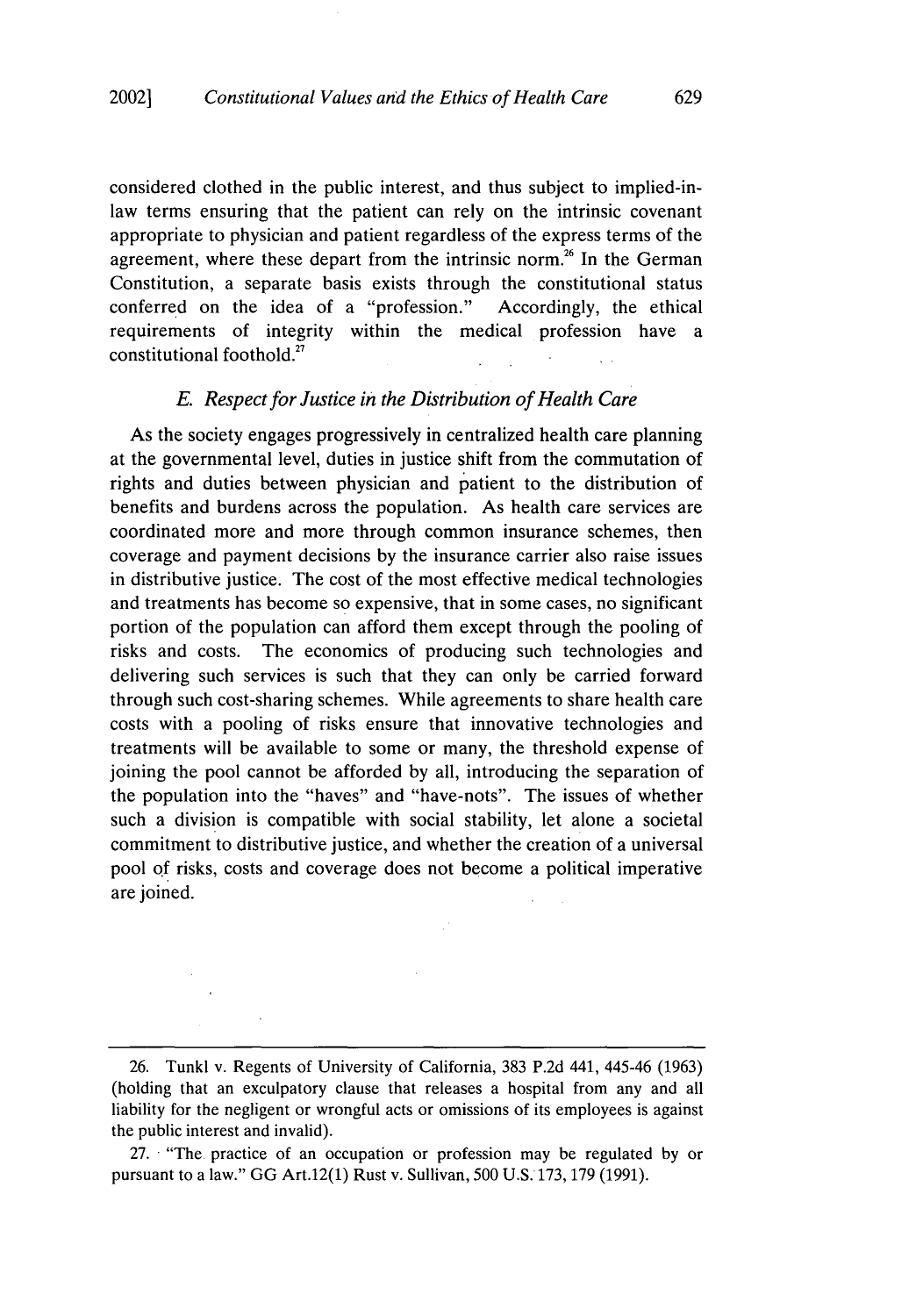considered clothed in the public interest, and thus subject to implied-in-law terms ensuring that the patient can rely on the intrinsic covenant appropriate to physician and patient regardless of the express terms of the agreement, where these depart from the intrinsic norm.[26] In the German Constitution, a separate basis exists through the constitutional status conferred on the idea of a "profession." Accordingly, the ethical requirements of integrity within the medical profession have a constitutional foothold.[27]

### *E. Respect for Justice in the Distribution of Health Care*

As the society engages progressively in centralized health care planning at the governmental level, duties in justice shift from the commutation of rights and duties between physician and patient to the distribution of benefits and burdens across the population. As health care services are coordinated more and more through common insurance schemes, then coverage and payment decisions by the insurance carrier also raise issues in distributive justice. The cost of the most effective medical technologies and treatments has become so expensive, that in some cases, no significant portion of the population can afford them except through the pooling of risks and costs. The economics of producing such technologies and delivering such services is such that they can only be carried forward through such cost-sharing schemes. While agreements to share health care costs with a pooling of risks ensure that innovative technologies and treatments will be available to some or many, the threshold expense of joining the pool cannot be afforded by all, introducing the separation of the population into the "haves" and "have-nots". The issues of whether such a division is compatible with social stability, let alone a societal commitment to distributive justice, and whether the creation of a universal pool of risks, costs and coverage does not become a political imperative are joined.

---

26. Tunkl v. Regents of University of California, 383 P.2d 441, 445-46 (1963) (holding that an exculpatory clause that releases a hospital from any and all liability for the negligent or wrongful acts or omissions of its employees is against the public interest and invalid).

27. "The practice of an occupation or profession may be regulated by or pursuant to a law." GG Art.12(1) Rust v. Sullivan, 500 U.S. 173, 179 (1991).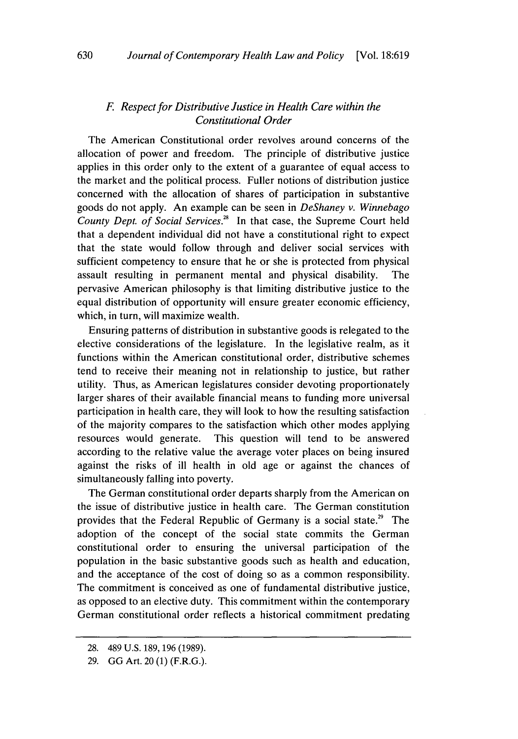### *F. Respect for Distributive Justice in Health Care within the Constitutional Order*

The American Constitutional order revolves around concerns of the allocation of power and freedom. The principle of distributive justice applies in this order only to the extent of a guarantee of equal access to the market and the political process. Fuller notions of distribution justice concerned with the allocation of shares of participation in substantive goods do not apply. An example can be seen in *DeShaney v. Winnebago County Dept. of Social Services.*[28] In that case, the Supreme Court held that a dependent individual did not have a constitutional right to expect that the state would follow through and deliver social services with sufficient competency to ensure that he or she is protected from physical assault resulting in permanent mental and physical disability. The pervasive American philosophy is that limiting distributive justice to the equal distribution of opportunity will ensure greater economic efficiency, which, in turn, will maximize wealth.

Ensuring patterns of distribution in substantive goods is relegated to the elective considerations of the legislature. In the legislative realm, as it functions within the American constitutional order, distributive schemes tend to receive their meaning not in relationship to justice, but rather utility. Thus, as American legislatures consider devoting proportionately larger shares of their available financial means to funding more universal participation in health care, they will look to how the resulting satisfaction of the majority compares to the satisfaction which other modes applying resources would generate. This question will tend to be answered according to the relative value the average voter places on being insured against the risks of ill health in old age or against the chances of simultaneously falling into poverty.

The German constitutional order departs sharply from the American on the issue of distributive justice in health care. The German constitution provides that the Federal Republic of Germany is a social state.[29] The adoption of the concept of the social state commits the German constitutional order to ensuring the universal participation of the population in the basic substantive goods such as health and education, and the acceptance of the cost of doing so as a common responsibility. The commitment is conceived as one of fundamental distributive justice, as opposed to an elective duty. This commitment within the contemporary German constitutional order reflects a historical commitment predating

---

28. 489 U.S. 189, 196 (1989).

29. GG Art. 20 (1) (F.R.G.).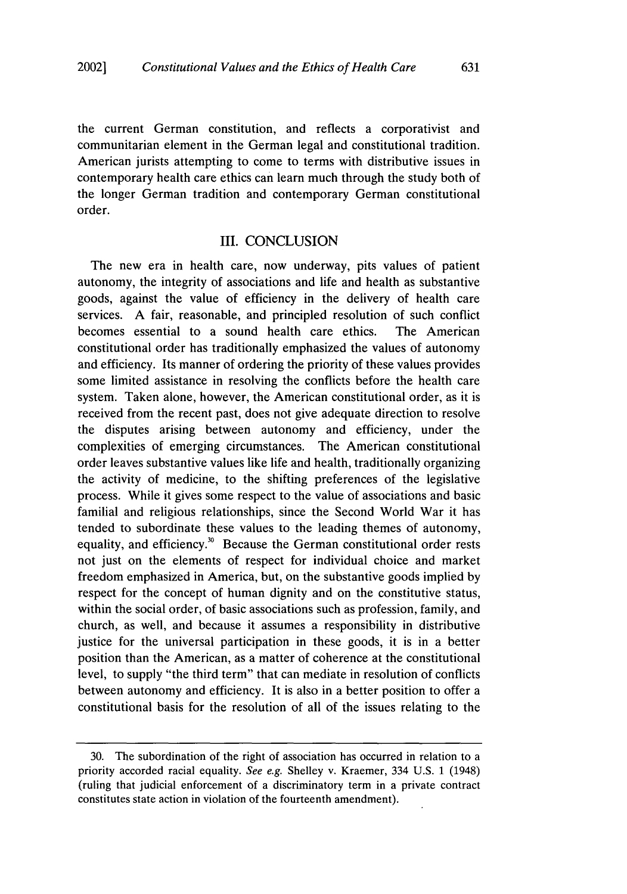the current German constitution, and reflects a corporativist and communitarian element in the German legal and constitutional tradition. American jurists attempting to come to terms with distributive issues in contemporary health care ethics can learn much through the study both of the longer German tradition and contemporary German constitutional order.

## III. CONCLUSION

The new era in health care, now underway, pits values of patient autonomy, the integrity of associations and life and health as substantive goods, against the value of efficiency in the delivery of health care services. A fair, reasonable, and principled resolution of such conflict becomes essential to a sound health care ethics. The American constitutional order has traditionally emphasized the values of autonomy and efficiency. Its manner of ordering the priority of these values provides some limited assistance in resolving the conflicts before the health care system. Taken alone, however, the American constitutional order, as it is received from the recent past, does not give adequate direction to resolve the disputes arising between autonomy and efficiency, under the complexities of emerging circumstances. The American constitutional order leaves substantive values like life and health, traditionally organizing the activity of medicine, to the shifting preferences of the legislative process. While it gives some respect to the value of associations and basic familial and religious relationships, since the Second World War it has tended to subordinate these values to the leading themes of autonomy, equality, and efficiency.[30] Because the German constitutional order rests not just on the elements of respect for individual choice and market freedom emphasized in America, but, on the substantive goods implied by respect for the concept of human dignity and on the constitutive status, within the social order, of basic associations such as profession, family, and church, as well, and because it assumes a responsibility in distributive justice for the universal participation in these goods, it is in a better position than the American, as a matter of coherence at the constitutional level, to supply "the third term" that can mediate in resolution of conflicts between autonomy and efficiency. It is also in a better position to offer a constitutional basis for the resolution of all of the issues relating to the

---

30. The subordination of the right of association has occurred in relation to a priority accorded racial equality. *See e.g.* Shelley v. Kraemer, 334 U.S. 1 (1948) (ruling that judicial enforcement of a discriminatory term in a private contract constitutes state action in violation of the fourteenth amendment).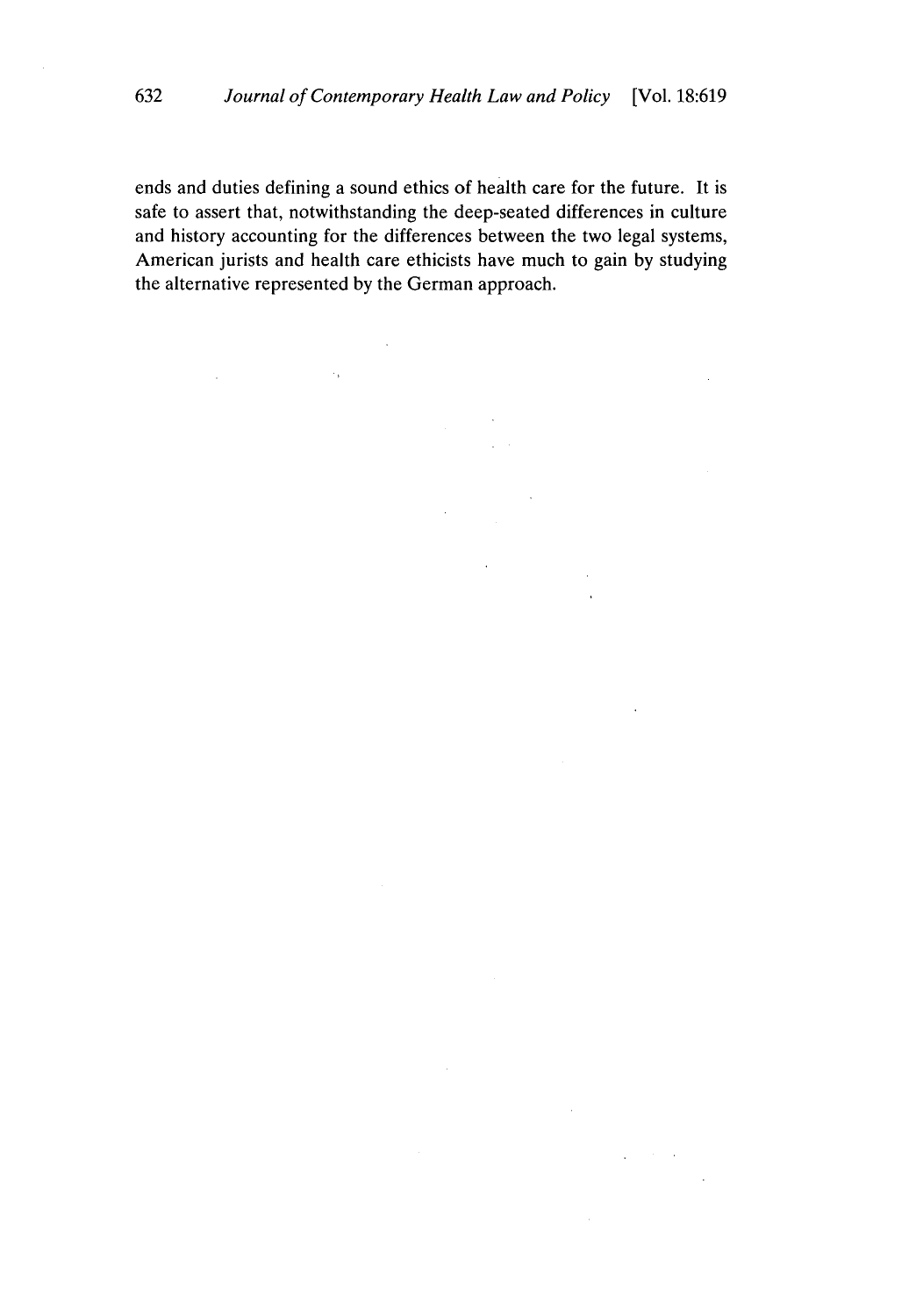ends and duties defining a sound ethics of health care for the future. It is safe to assert that, notwithstanding the deep-seated differences in culture and history accounting for the differences between the two legal systems, American jurists and health care ethicists have much to gain by studying the alternative represented by the German approach.